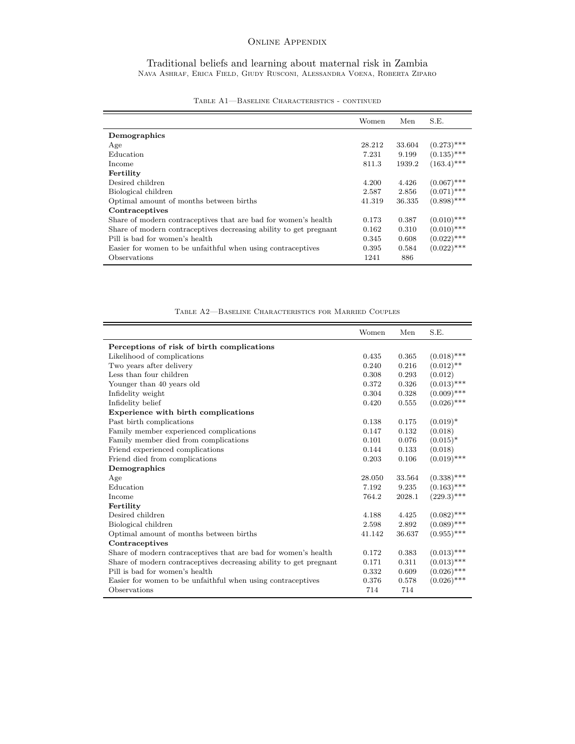# Online Appendix

## Traditional beliefs and learning about maternal risk in Zambia

Nava Ashraf, Erica Field, Giudy Rusconi, Alessandra Voena, Roberta Ziparo

Table A1—Baseline Characteristics - continued

| | Women | Men | S.E. |
|---|---|---|---|
| **Demographics** | | | |
| Age | 28.212 | 33.604 | (0.273)*** |
| Education | 7.231 | 9.199 | (0.135)*** |
| Income | 811.3 | 1939.2 | (163.4)*** |
| **Fertility** | | | |
| Desired children | 4.200 | 4.426 | (0.067)*** |
| Biological children | 2.587 | 2.856 | (0.071)*** |
| Optimal amount of months between births | 41.319 | 36.335 | (0.898)*** |
| **Contraceptives** | | | |
| Share of modern contraceptives that are bad for women's health | 0.173 | 0.387 | (0.010)*** |
| Share of modern contraceptives decreasing ability to get pregnant | 0.162 | 0.310 | (0.010)*** |
| Pill is bad for women's health | 0.345 | 0.608 | (0.022)*** |
| Easier for women to be unfaithful when using contraceptives | 0.395 | 0.584 | (0.022)*** |
| Observations | 1241 | 886 | |

Table A2—Baseline Characteristics for Married Couples

| | Women | Men | S.E. |
|---|---|---|---|
| **Perceptions of risk of birth complications** | | | |
| Likelihood of complications | 0.435 | 0.365 | (0.018)*** |
| Two years after delivery | 0.240 | 0.216 | (0.012)** |
| Less than four children | 0.308 | 0.293 | (0.012) |
| Younger than 40 years old | 0.372 | 0.326 | (0.013)*** |
| Infidelity weight | 0.304 | 0.328 | (0.009)*** |
| Infidelity belief | 0.420 | 0.555 | (0.026)*** |
| **Experience with birth complications** | | | |
| Past birth complications | 0.138 | 0.175 | (0.019)* |
| Family member experienced complications | 0.147 | 0.132 | (0.018) |
| Family member died from complications | 0.101 | 0.076 | (0.015)* |
| Friend experienced complications | 0.144 | 0.133 | (0.018) |
| Friend died from complications | 0.203 | 0.106 | (0.019)*** |
| **Demographics** | | | |
| Age | 28.050 | 33.564 | (0.338)*** |
| Education | 7.192 | 9.235 | (0.163)*** |
| Income | 764.2 | 2028.1 | (229.3)*** |
| **Fertility** | | | |
| Desired children | 4.188 | 4.425 | (0.082)*** |
| Biological children | 2.598 | 2.892 | (0.089)*** |
| Optimal amount of months between births | 41.142 | 36.637 | (0.955)*** |
| **Contraceptives** | | | |
| Share of modern contraceptives that are bad for women's health | 0.172 | 0.383 | (0.013)*** |
| Share of modern contraceptives decreasing ability to get pregnant | 0.171 | 0.311 | (0.013)*** |
| Pill is bad for women's health | 0.332 | 0.609 | (0.026)*** |
| Easier for women to be unfaithful when using contraceptives | 0.376 | 0.578 | (0.026)*** |
| Observations | 714 | 714 | |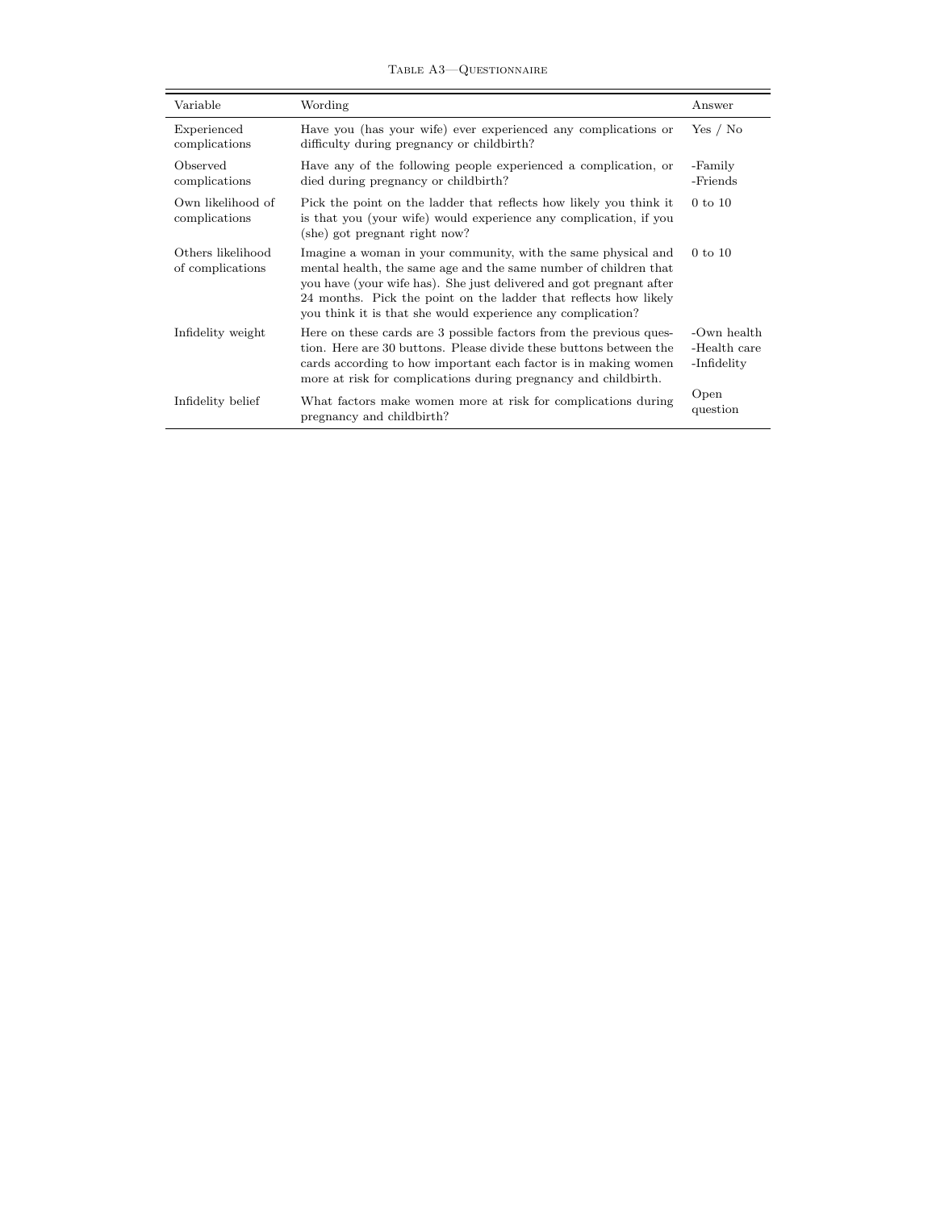Table A3—Questionnaire

| Variable | Wording | Answer |
| --- | --- | --- |
| Experienced complications | Have you (has your wife) ever experienced any complications or difficulty during pregnancy or childbirth? | Yes / No |
| Observed complications | Have any of the following people experienced a complication, or died during pregnancy or childbirth? | -Family<br>-Friends |
| Own likelihood of complications | Pick the point on the ladder that reflects how likely you think it is that you (your wife) would experience any complication, if you (she) got pregnant right now? | 0 to 10 |
| Others likelihood of complications | Imagine a woman in your community, with the same physical and mental health, the same age and the same number of children that you have (your wife has). She just delivered and got pregnant after 24 months. Pick the point on the ladder that reflects how likely you think it is that she would experience any complication? | 0 to 10 |
| Infidelity weight | Here on these cards are 3 possible factors from the previous question. Here are 30 buttons. Please divide these buttons between the cards according to how important each factor is in making women more at risk for complications during pregnancy and childbirth. | -Own health<br>-Health care<br>-Infidelity |
| Infidelity belief | What factors make women more at risk for complications during pregnancy and childbirth? | Open question |